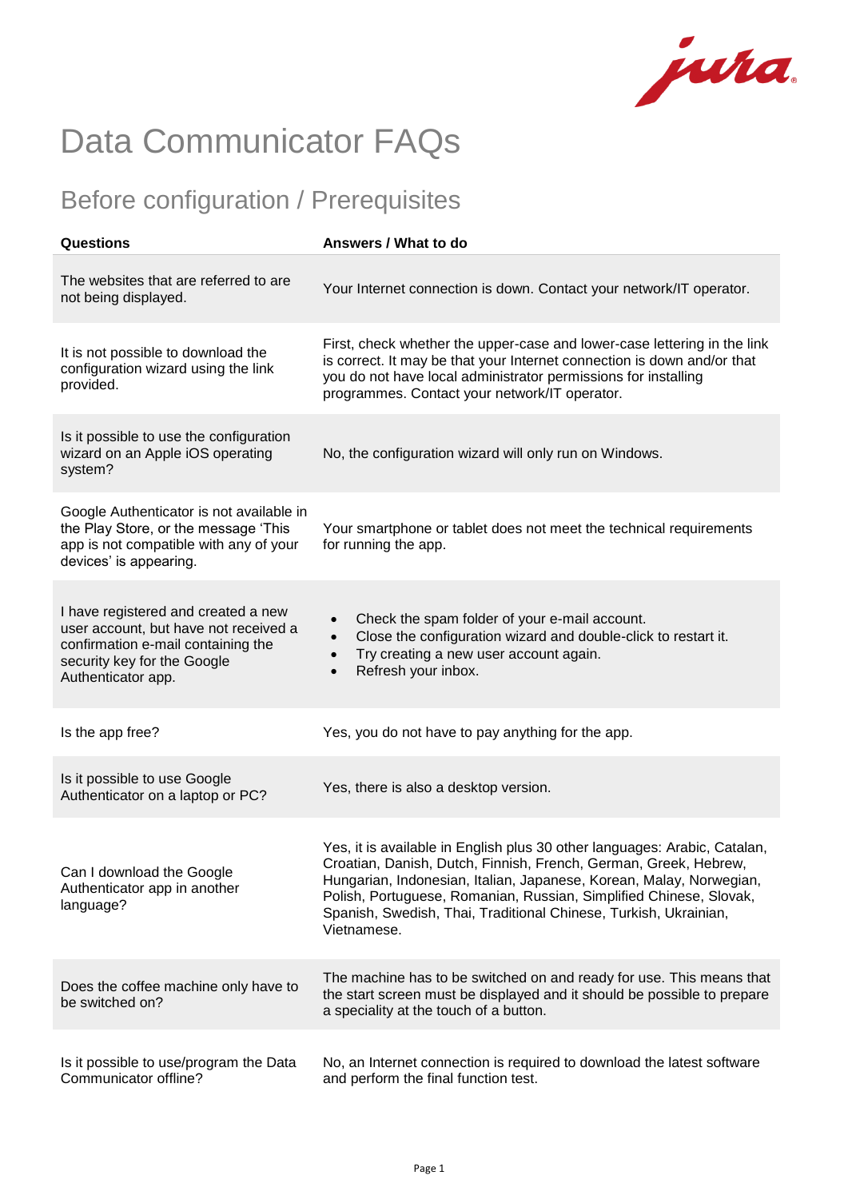# Data Communicator FAQs

## Before configuration / Prerequisites

| Questions | Answers / What to do |
|---|---|
| The websites that are referred to are not being displayed. | Your Internet connection is down. Contact your network/IT operator. |
| It is not possible to download the configuration wizard using the link provided. | First, check whether the upper-case and lower-case lettering in the link is correct. It may be that your Internet connection is down and/or that you do not have local administrator permissions for installing programmes. Contact your network/IT operator. |
| Is it possible to use the configuration wizard on an Apple iOS operating system? | No, the configuration wizard will only run on Windows. |
| Google Authenticator is not available in the Play Store, or the message 'This app is not compatible with any of your devices' is appearing. | Your smartphone or tablet does not meet the technical requirements for running the app. |
| I have registered and created a new user account, but have not received a confirmation e-mail containing the security key for the Google Authenticator app. | • Check the spam folder of your e-mail account.<br>• Close the configuration wizard and double-click to restart it.<br>• Try creating a new user account again.<br>• Refresh your inbox. |
| Is the app free? | Yes, you do not have to pay anything for the app. |
| Is it possible to use Google Authenticator on a laptop or PC? | Yes, there is also a desktop version. |
| Can I download the Google Authenticator app in another language? | Yes, it is available in English plus 30 other languages: Arabic, Catalan, Croatian, Danish, Dutch, Finnish, French, German, Greek, Hebrew, Hungarian, Indonesian, Italian, Japanese, Korean, Malay, Norwegian, Polish, Portuguese, Romanian, Russian, Simplified Chinese, Slovak, Spanish, Swedish, Thai, Traditional Chinese, Turkish, Ukrainian, Vietnamese. |
| Does the coffee machine only have to be switched on? | The machine has to be switched on and ready for use. This means that the start screen must be displayed and it should be possible to prepare a speciality at the touch of a button. |
| Is it possible to use/program the Data Communicator offline? | No, an Internet connection is required to download the latest software and perform the final function test. |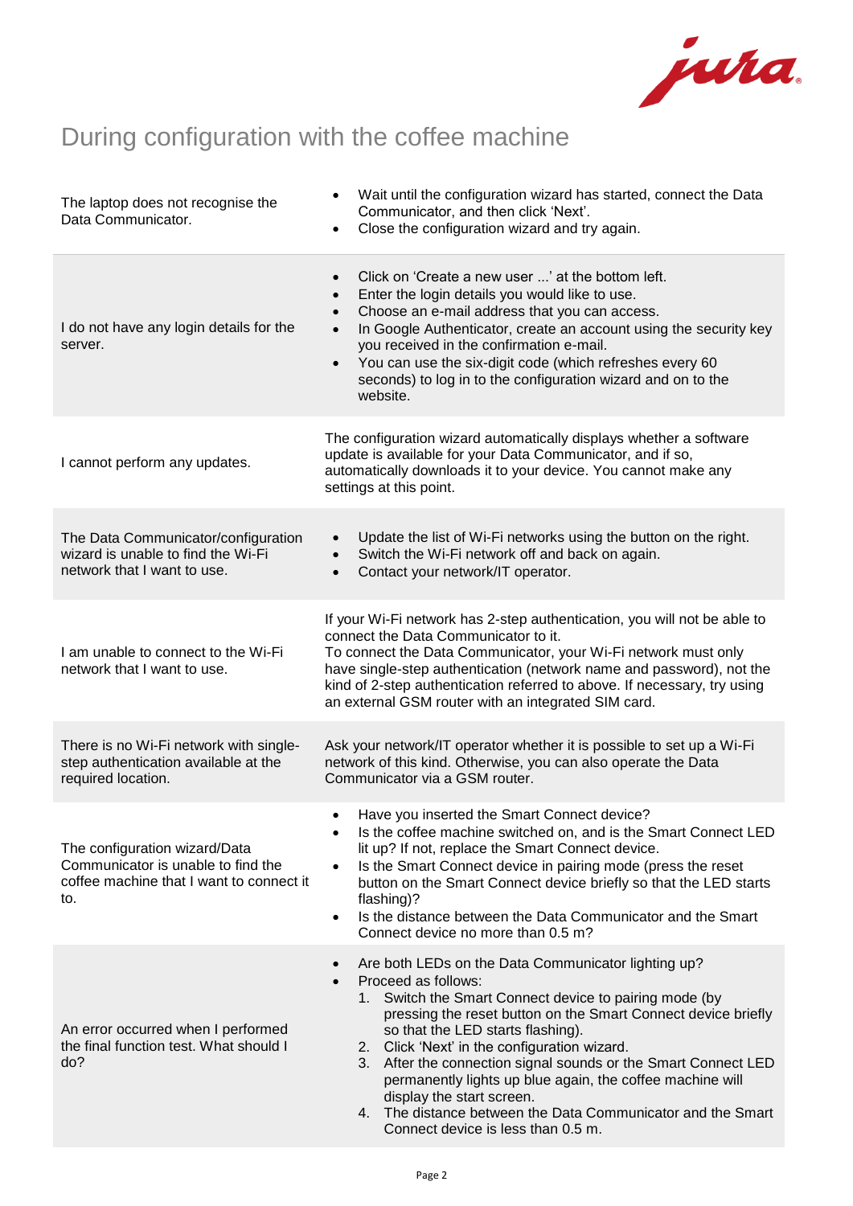# During configuration with the coffee machine

| | |
|---|---|
| The laptop does not recognise the Data Communicator. | • Wait until the configuration wizard has started, connect the Data Communicator, and then click 'Next'.<br>• Close the configuration wizard and try again. |
| I do not have any login details for the server. | • Click on 'Create a new user ...' at the bottom left.<br>• Enter the login details you would like to use.<br>• Choose an e-mail address that you can access.<br>• In Google Authenticator, create an account using the security key you received in the confirmation e-mail.<br>• You can use the six-digit code (which refreshes every 60 seconds) to log in to the configuration wizard and on to the website. |
| I cannot perform any updates. | The configuration wizard automatically displays whether a software update is available for your Data Communicator, and if so, automatically downloads it to your device. You cannot make any settings at this point. |
| The Data Communicator/configuration wizard is unable to find the Wi-Fi network that I want to use. | • Update the list of Wi-Fi networks using the button on the right.<br>• Switch the Wi-Fi network off and back on again.<br>• Contact your network/IT operator. |
| I am unable to connect to the Wi-Fi network that I want to use. | If your Wi-Fi network has 2-step authentication, you will not be able to connect the Data Communicator to it.<br>To connect the Data Communicator, your Wi-Fi network must only have single-step authentication (network name and password), not the kind of 2-step authentication referred to above. If necessary, try using an external GSM router with an integrated SIM card. |
| There is no Wi-Fi network with single-step authentication available at the required location. | Ask your network/IT operator whether it is possible to set up a Wi-Fi network of this kind. Otherwise, you can also operate the Data Communicator via a GSM router. |
| The configuration wizard/Data Communicator is unable to find the coffee machine that I want to connect it to. | • Have you inserted the Smart Connect device?<br>• Is the coffee machine switched on, and is the Smart Connect LED lit up? If not, replace the Smart Connect device.<br>• Is the Smart Connect device in pairing mode (press the reset button on the Smart Connect device briefly so that the LED starts flashing)?<br>• Is the distance between the Data Communicator and the Smart Connect device no more than 0.5 m? |
| An error occurred when I performed the final function test. What should I do? | • Are both LEDs on the Data Communicator lighting up?<br>• Proceed as follows:<br>1. Switch the Smart Connect device to pairing mode (by pressing the reset button on the Smart Connect device briefly so that the LED starts flashing).<br>2. Click 'Next' in the configuration wizard.<br>3. After the connection signal sounds or the Smart Connect LED permanently lights up blue again, the coffee machine will display the start screen.<br>4. The distance between the Data Communicator and the Smart Connect device is less than 0.5 m. |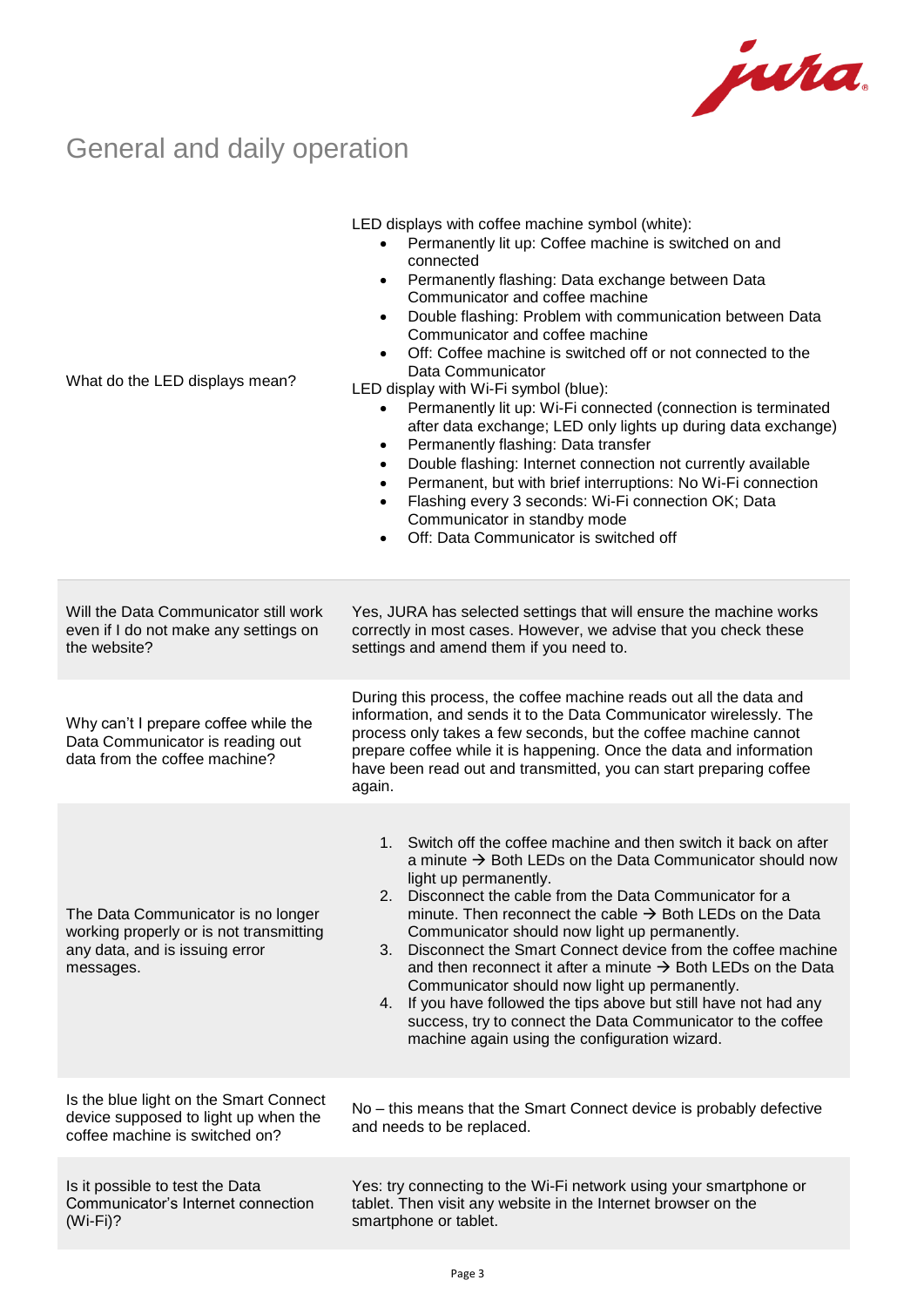# General and daily operation

| | |
|---|---|
| What do the LED displays mean? | LED displays with coffee machine symbol (white):<br>• Permanently lit up: Coffee machine is switched on and connected<br>• Permanently flashing: Data exchange between Data Communicator and coffee machine<br>• Double flashing: Problem with communication between Data Communicator and coffee machine<br>• Off: Coffee machine is switched off or not connected to the Data Communicator<br>LED display with Wi-Fi symbol (blue):<br>• Permanently lit up: Wi-Fi connected (connection is terminated after data exchange; LED only lights up during data exchange)<br>• Permanently flashing: Data transfer<br>• Double flashing: Internet connection not currently available<br>• Permanent, but with brief interruptions: No Wi-Fi connection<br>• Flashing every 3 seconds: Wi-Fi connection OK; Data Communicator in standby mode<br>• Off: Data Communicator is switched off |
| Will the Data Communicator still work even if I do not make any settings on the website? | Yes, JURA has selected settings that will ensure the machine works correctly in most cases. However, we advise that you check these settings and amend them if you need to. |
| Why can't I prepare coffee while the Data Communicator is reading out data from the coffee machine? | During this process, the coffee machine reads out all the data and information, and sends it to the Data Communicator wirelessly. The process only takes a few seconds, but the coffee machine cannot prepare coffee while it is happening. Once the data and information have been read out and transmitted, you can start preparing coffee again. |
| The Data Communicator is no longer working properly or is not transmitting any data, and is issuing error messages. | 1. Switch off the coffee machine and then switch it back on after a minute → Both LEDs on the Data Communicator should now light up permanently.<br>2. Disconnect the cable from the Data Communicator for a minute. Then reconnect the cable → Both LEDs on the Data Communicator should now light up permanently.<br>3. Disconnect the Smart Connect device from the coffee machine and then reconnect it after a minute → Both LEDs on the Data Communicator should now light up permanently.<br>4. If you have followed the tips above but still have not had any success, try to connect the Data Communicator to the coffee machine again using the configuration wizard. |
| Is the blue light on the Smart Connect device supposed to light up when the coffee machine is switched on? | No – this means that the Smart Connect device is probably defective and needs to be replaced. |
| Is it possible to test the Data Communicator's Internet connection (Wi-Fi)? | Yes: try connecting to the Wi-Fi network using your smartphone or tablet. Then visit any website in the Internet browser on the smartphone or tablet. |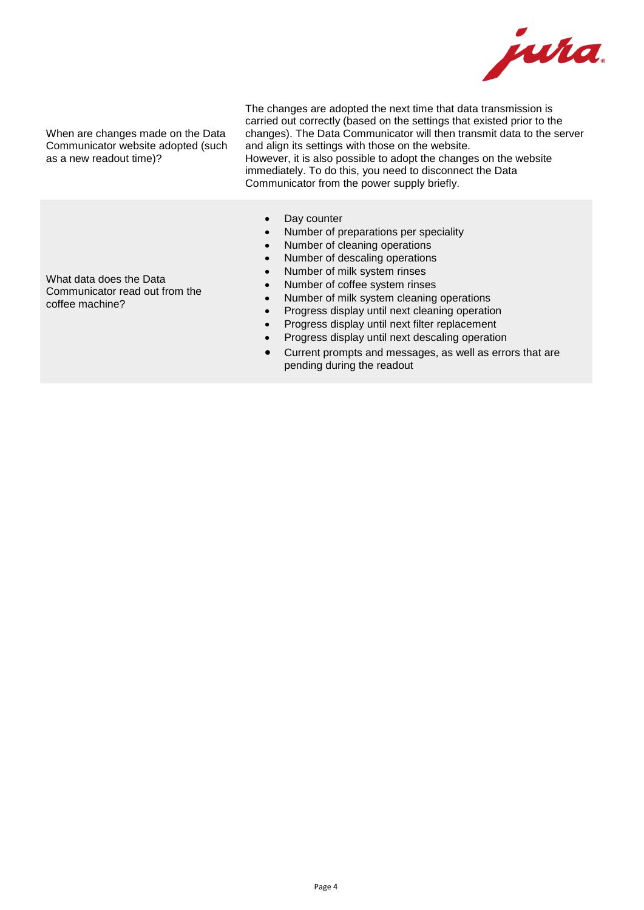| | |
|---|---|
| When are changes made on the Data Communicator website adopted (such as a new readout time)? | The changes are adopted the next time that data transmission is carried out correctly (based on the settings that existed prior to the changes). The Data Communicator will then transmit data to the server and align its settings with those on the website.<br>However, it is also possible to adopt the changes on the website immediately. To do this, you need to disconnect the Data Communicator from the power supply briefly. |
| What data does the Data Communicator read out from the coffee machine? | • Day counter<br>• Number of preparations per speciality<br>• Number of cleaning operations<br>• Number of descaling operations<br>• Number of milk system rinses<br>• Number of coffee system rinses<br>• Number of milk system cleaning operations<br>• Progress display until next cleaning operation<br>• Progress display until next filter replacement<br>• Progress display until next descaling operation<br>• Current prompts and messages, as well as errors that are pending during the readout |